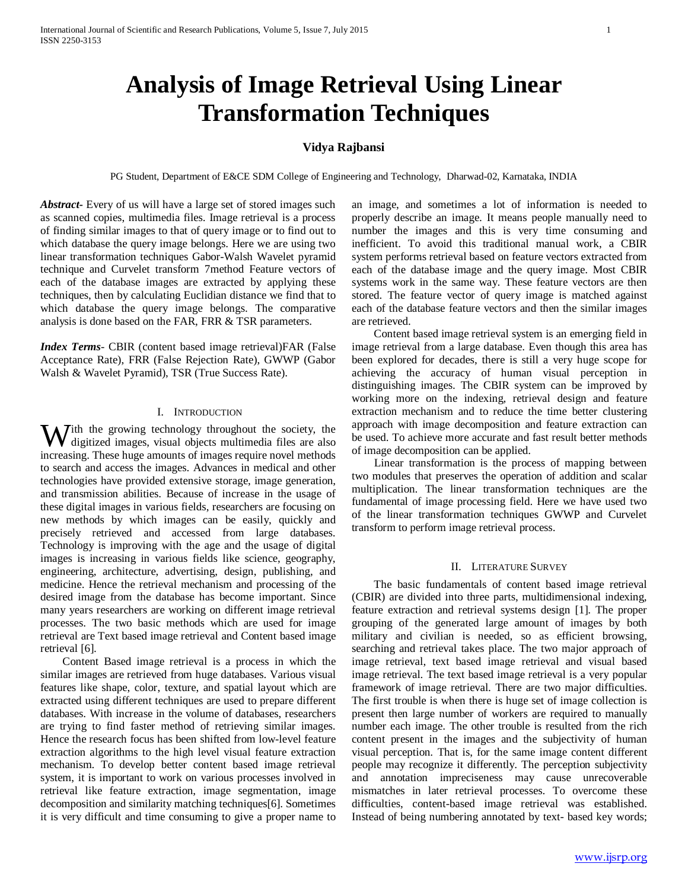# Analysis of Image Retrieval Using Linear Transformation Techniques

**Vidya Rajbansi**

PG Student, Department of E&CE SDM College of Engineering and Technology, Dharwad-02, Karnataka, INDIA

***Abstract-*** Every of us will have a large set of stored images such as scanned copies, multimedia files. Image retrieval is a process of finding similar images to that of query image or to find out to which database the query image belongs. Here we are using two linear transformation techniques Gabor-Walsh Wavelet pyramid technique and Curvelet transform 7method Feature vectors of each of the database images are extracted by applying these techniques, then by calculating Euclidian distance we find that to which database the query image belongs. The comparative analysis is done based on the FAR, FRR & TSR parameters.

***Index Terms*-** CBIR (content based image retrieval)FAR (False Acceptance Rate), FRR (False Rejection Rate), GWWP (Gabor Walsh & Wavelet Pyramid), TSR (True Success Rate).

## I. Introduction

With the growing technology throughout the society, the digitized images, visual objects multimedia files are also increasing. These huge amounts of images require novel methods to search and access the images. Advances in medical and other technologies have provided extensive storage, image generation, and transmission abilities. Because of increase in the usage of these digital images in various fields, researchers are focusing on new methods by which images can be easily, quickly and precisely retrieved and accessed from large databases. Technology is improving with the age and the usage of digital images is increasing in various fields like science, geography, engineering, architecture, advertising, design, publishing, and medicine. Hence the retrieval mechanism and processing of the desired image from the database has become important. Since many years researchers are working on different image retrieval processes. The two basic methods which are used for image retrieval are Text based image retrieval and Content based image retrieval [6].

Content Based image retrieval is a process in which the similar images are retrieved from huge databases. Various visual features like shape, color, texture, and spatial layout which are extracted using different techniques are used to prepare different databases. With increase in the volume of databases, researchers are trying to find faster method of retrieving similar images. Hence the research focus has been shifted from low-level feature extraction algorithms to the high level visual feature extraction mechanism. To develop better content based image retrieval system, it is important to work on various processes involved in retrieval like feature extraction, image segmentation, image decomposition and similarity matching techniques[6]. Sometimes it is very difficult and time consuming to give a proper name to an image, and sometimes a lot of information is needed to properly describe an image. It means people manually need to number the images and this is very time consuming and inefficient. To avoid this traditional manual work, a CBIR system performs retrieval based on feature vectors extracted from each of the database image and the query image. Most CBIR systems work in the same way. These feature vectors are then stored. The feature vector of query image is matched against each of the database feature vectors and then the similar images are retrieved.

Content based image retrieval system is an emerging field in image retrieval from a large database. Even though this area has been explored for decades, there is still a very huge scope for achieving the accuracy of human visual perception in distinguishing images. The CBIR system can be improved by working more on the indexing, retrieval design and feature extraction mechanism and to reduce the time better clustering approach with image decomposition and feature extraction can be used. To achieve more accurate and fast result better methods of image decomposition can be applied.

Linear transformation is the process of mapping between two modules that preserves the operation of addition and scalar multiplication. The linear transformation techniques are the fundamental of image processing field. Here we have used two of the linear transformation techniques GWWP and Curvelet transform to perform image retrieval process.

## II. Literature Survey

The basic fundamentals of content based image retrieval (CBIR) are divided into three parts, multidimensional indexing, feature extraction and retrieval systems design [1]. The proper grouping of the generated large amount of images by both military and civilian is needed, so as efficient browsing, searching and retrieval takes place. The two major approach of image retrieval, text based image retrieval and visual based image retrieval. The text based image retrieval is a very popular framework of image retrieval. There are two major difficulties. The first trouble is when there is huge set of image collection is present then large number of workers are required to manually number each image. The other trouble is resulted from the rich content present in the images and the subjectivity of human visual perception. That is, for the same image content different people may recognize it differently. The perception subjectivity and annotation impreciseness may cause unrecoverable mismatches in later retrieval processes. To overcome these difficulties, content-based image retrieval was established. Instead of being numbering annotated by text- based key words;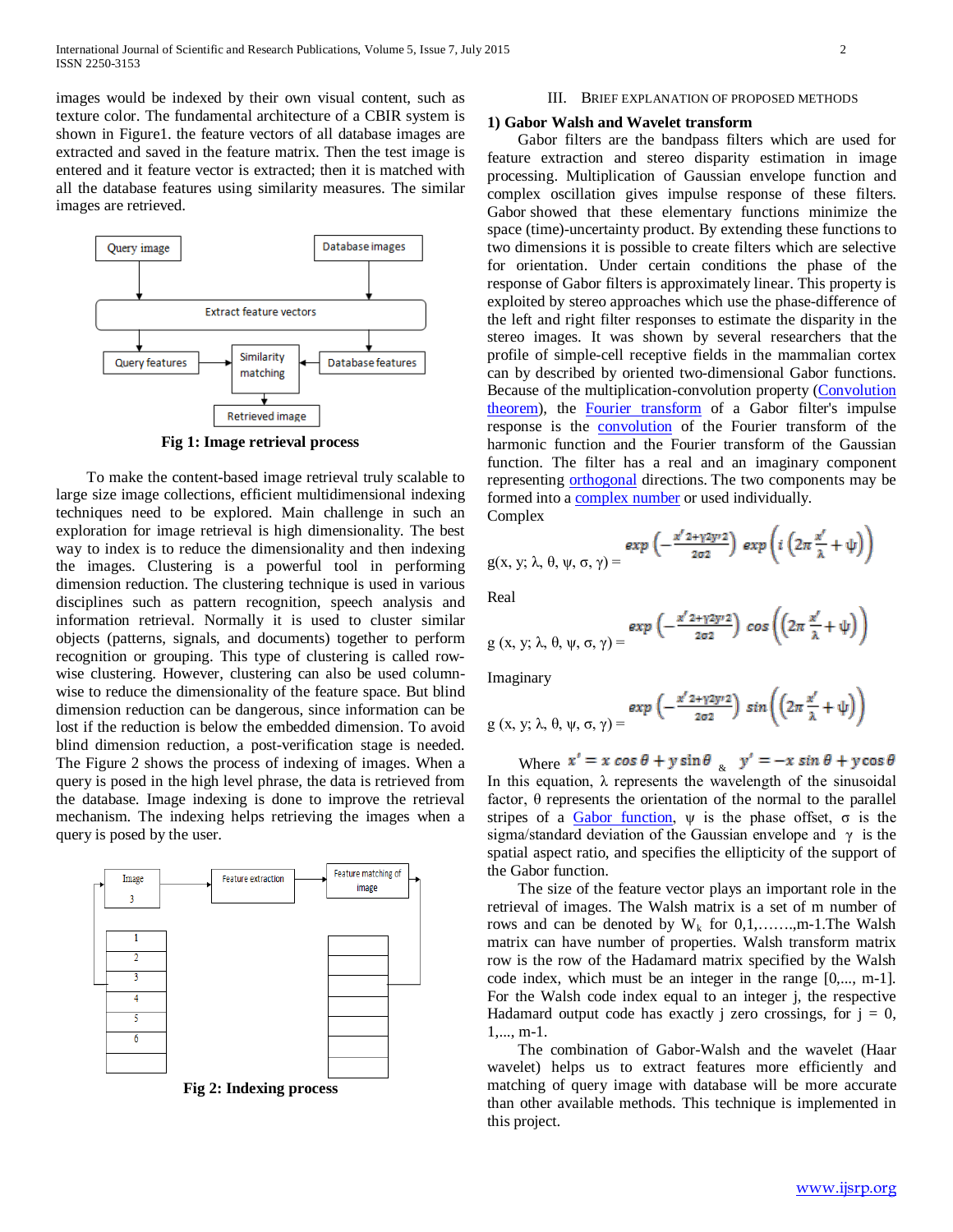images would be indexed by their own visual content, such as texture color. The fundamental architecture of a CBIR system is shown in Figure1. the feature vectors of all database images are extracted and saved in the feature matrix. Then the test image is entered and it feature vector is extracted; then it is matched with all the database features using similarity measures. The similar images are retrieved.

**Fig 1: Image retrieval process**

To make the content-based image retrieval truly scalable to large size image collections, efficient multidimensional indexing techniques need to be explored. Main challenge in such an exploration for image retrieval is high dimensionality. The best way to index is to reduce the dimensionality and then indexing the images. Clustering is a powerful tool in performing dimension reduction. The clustering technique is used in various disciplines such as pattern recognition, speech analysis and information retrieval. Normally it is used to cluster similar objects (patterns, signals, and documents) together to perform recognition or grouping. This type of clustering is called row-wise clustering. However, clustering can also be used column-wise to reduce the dimensionality of the feature space. But blind dimension reduction can be dangerous, since information can be lost if the reduction is below the embedded dimension. To avoid blind dimension reduction, a post-verification stage is needed. The Figure 2 shows the process of indexing of images. When a query is posed in the high level phrase, the data is retrieved from the database. Image indexing is done to improve the retrieval mechanism. The indexing helps retrieving the images when a query is posed by the user.

**Fig 2: Indexing process**

## III. Brief Explanation of Proposed Methods

### 1) Gabor Walsh and Wavelet transform

Gabor filters are the bandpass filters which are used for feature extraction and stereo disparity estimation in image processing. Multiplication of Gaussian envelope function and complex oscillation gives impulse response of these filters. Gabor showed that these elementary functions minimize the space (time)-uncertainty product. By extending these functions to two dimensions it is possible to create filters which are selective for orientation. Under certain conditions the phase of the response of Gabor filters is approximately linear. This property is exploited by stereo approaches which use the phase-difference of the left and right filter responses to estimate the disparity in the stereo images. It was shown by several researchers that the profile of simple-cell receptive fields in the mammalian cortex can by described by oriented two-dimensional Gabor functions. Because of the multiplication-convolution property (Convolution theorem), the Fourier transform of a Gabor filter's impulse response is the convolution of the Fourier transform of the harmonic function and the Fourier transform of the Gaussian function. The filter has a real and an imaginary component representing orthogonal directions. The two components may be formed into a complex number or used individually.

Complex

$$g(x, y; \lambda, \theta, \psi, \sigma, \gamma) = \exp\left(-\frac{x'^2+\gamma^2 y'^2}{2\sigma^2}\right) \exp\left(i\left(2\pi\frac{x'}{\lambda}+\psi\right)\right)$$

Real

$$g(x, y; \lambda, \theta, \psi, \sigma, \gamma) = \exp\left(-\frac{x'^2+\gamma^2 y'^2}{2\sigma^2}\right) \cos\left(\left(2\pi\frac{x'}{\lambda}+\psi\right)\right)$$

Imaginary

$$g(x, y; \lambda, \theta, \psi, \sigma, \gamma) = \exp\left(-\frac{x'^2+\gamma^2 y'^2}{2\sigma^2}\right) \sin\left(\left(2\pi\frac{x'}{\lambda}+\psi\right)\right)$$

Where $x' = x\cos\theta + y\sin\theta$ & $y' = -x\sin\theta + y\cos\theta$

In this equation, $\lambda$ represents the wavelength of the sinusoidal factor, $\theta$ represents the orientation of the normal to the parallel stripes of a Gabor function, $\psi$ is the phase offset, $\sigma$ is the sigma/standard deviation of the Gaussian envelope and $\gamma$ is the spatial aspect ratio, and specifies the ellipticity of the support of the Gabor function.

The size of the feature vector plays an important role in the retrieval of images. The Walsh matrix is a set of m number of rows and can be denoted by $W_k$ for 0,1,…….,m-1.The Walsh matrix can have number of properties. Walsh transform matrix row is the row of the Hadamard matrix specified by the Walsh code index, which must be an integer in the range [0,..., m-1]. For the Walsh code index equal to an integer j, the respective Hadamard output code has exactly j zero crossings, for j = 0, 1,..., m-1.

The combination of Gabor-Walsh and the wavelet (Haar wavelet) helps us to extract features more efficiently and matching of query image with database will be more accurate than other available methods. This technique is implemented in this project.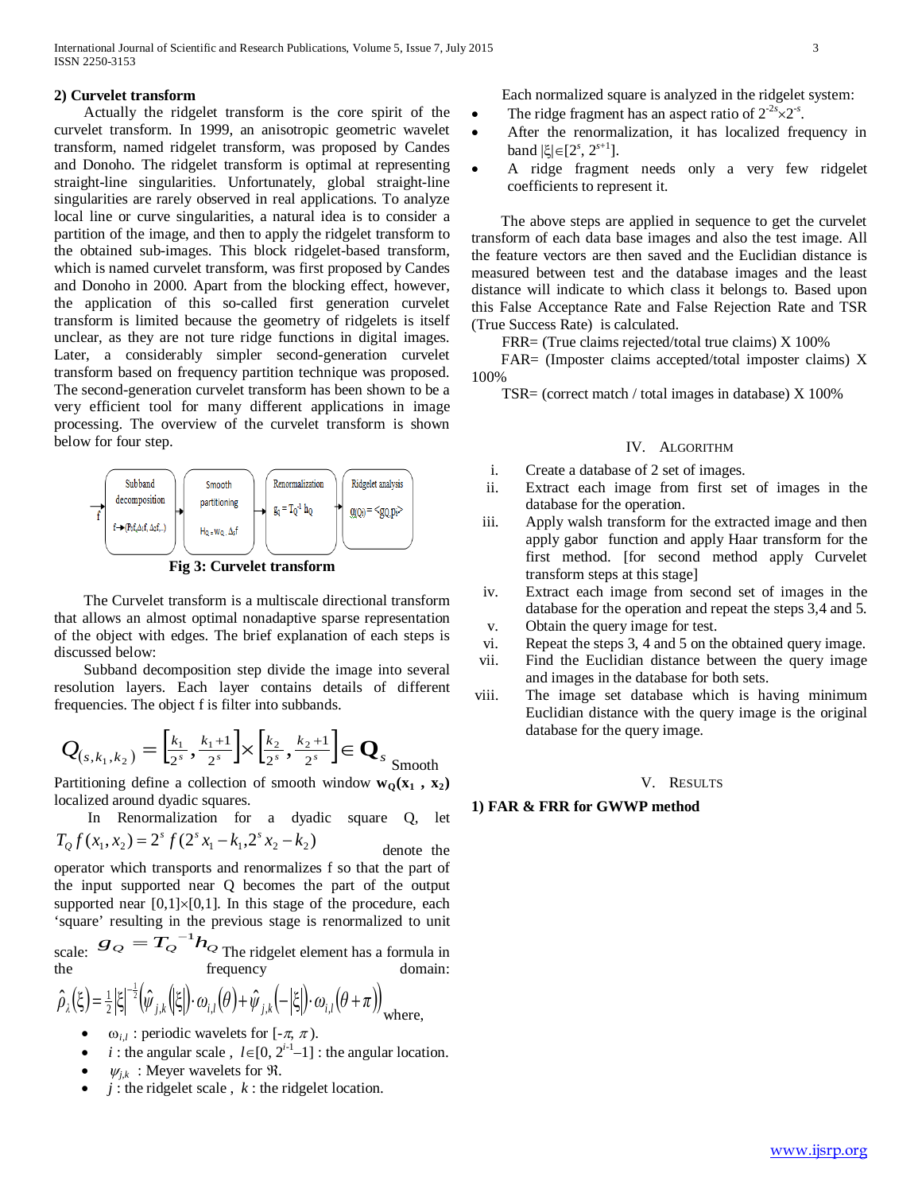**2) Curvelet transform**

Actually the ridgelet transform is the core spirit of the curvelet transform. In 1999, an anisotropic geometric wavelet transform, named ridgelet transform, was proposed by Candes and Donoho. The ridgelet transform is optimal at representing straight-line singularities. Unfortunately, global straight-line singularities are rarely observed in real applications. To analyze local line or curve singularities, a natural idea is to consider a partition of the image, and then to apply the ridgelet transform to the obtained sub-images. This block ridgelet-based transform, which is named curvelet transform, was first proposed by Candes and Donoho in 2000. Apart from the blocking effect, however, the application of this so-called first generation curvelet transform is limited because the geometry of ridgelets is itself unclear, as they are not ture ridge functions in digital images. Later, a considerably simpler second-generation curvelet transform based on frequency partition technique was proposed. The second-generation curvelet transform has been shown to be a very efficient tool for many different applications in image processing. The overview of the curvelet transform is shown below for four step.

Subband decomposition: $f \to (P_0 f, \Delta_1 f, \Delta_2 f, \ldots)$ → Smooth partitioning: $H_Q = w_Q \cdot \Delta_s f$ → Renormalization: $g_Q = T_Q^{-1} h_Q$ → Ridgelet analysis: $\alpha(Q\lambda) = \langle g_Q, \rho_\lambda \rangle$

**Fig 3: Curvelet transform**

The Curvelet transform is a multiscale directional transform that allows an almost optimal nonadaptive sparse representation of the object with edges. The brief explanation of each steps is discussed below:

Subband decomposition step divide the image into several resolution layers. Each layer contains details of different frequencies. The object f is filter into subbands.

$$Q_{(s,k_1,k_2)} = \left[\frac{k_1}{2^s}, \frac{k_1+1}{2^s}\right] \times \left[\frac{k_2}{2^s}, \frac{k_2+1}{2^s}\right] \in \mathbf{Q}_s$$

Smooth Partitioning define a collection of smooth window $\mathbf{w_Q(x_1, x_2)}$ localized around dyadic squares.

In Renormalization for a dyadic square Q, let $T_Q f(x_1, x_2) = 2^s f(2^s x_1 - k_1, 2^s x_2 - k_2)$ denote the operator which transports and renormalizes f so that the part of the input supported near Q becomes the part of the output supported near $[0,1]\times[0,1]$. In this stage of the procedure, each 'square' resulting in the previous stage is renormalized to unit scale: $g_Q = T_Q^{-1} h_Q$ The ridgelet element has a formula in the frequency domain:

$$\hat{\rho}_\lambda(\xi) = \frac{1}{2}|\xi|^{-\frac{1}{2}}\left(\hat{\psi}_{j,k}(|\xi|)\cdot \omega_{i,l}(\theta) + \hat{\psi}_{j,k}(-|\xi|)\cdot \omega_{i,l}(\theta+\pi)\right)$$

where,

- $\omega_{i,l}$ : periodic wavelets for $[-\pi, \pi)$.
- $i$ : the angular scale , $l \in [0, 2^{i-1}-1]$ : the angular location.
- $\psi_{j,k}$ : Meyer wavelets for $\Re$.
- $j$ : the ridgelet scale , $k$ : the ridgelet location.

Each normalized square is analyzed in the ridgelet system:

- The ridge fragment has an aspect ratio of $2^{-2s}\times 2^{-s}$.
- After the renormalization, it has localized frequency in band $|\xi| \in [2^s, 2^{s+1}]$.
- A ridge fragment needs only a very few ridgelet coefficients to represent it.

The above steps are applied in sequence to get the curvelet transform of each data base images and also the test image. All the feature vectors are then saved and the Euclidian distance is measured between test and the database images and the least distance will indicate to which class it belongs to. Based upon this False Acceptance Rate and False Rejection Rate and TSR (True Success Rate) is calculated.

FRR= (True claims rejected/total true claims) X 100%

FAR= (Imposter claims accepted/total imposter claims) X 100%

TSR= (correct match / total images in database) X 100%

## IV. Algorithm

i. Create a database of 2 set of images.
ii. Extract each image from first set of images in the database for the operation.
iii. Apply walsh transform for the extracted image and then apply gabor function and apply Haar transform for the first method. [for second method apply Curvelet transform steps at this stage]
iv. Extract each image from second set of images in the database for the operation and repeat the steps 3,4 and 5.
v. Obtain the query image for test.
vi. Repeat the steps 3, 4 and 5 on the obtained query image.
vii. Find the Euclidian distance between the query image and images in the database for both sets.
viii. The image set database which is having minimum Euclidian distance with the query image is the original database for the query image.

## V. Results

**1) FAR & FRR for GWWP method**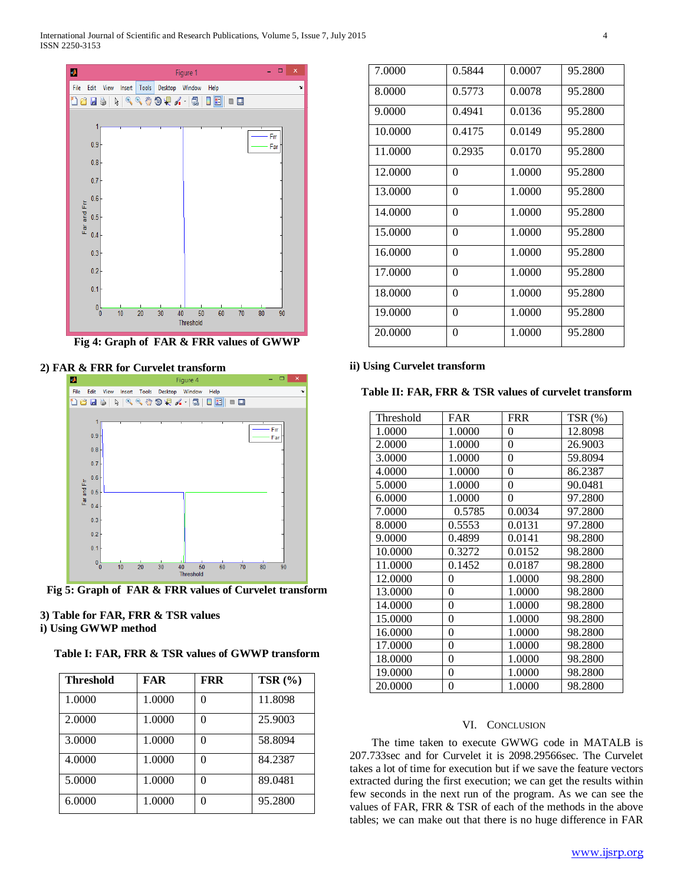Fig 4: Graph of FAR & FRR values of GWWP

2) FAR & FRR for Curvelet transform

Fig 5: Graph of FAR & FRR values of Curvelet transform

3) Table for FAR, FRR & TSR values

i) Using GWWP method

Table I: FAR, FRR & TSR values of GWWP transform

| Threshold | FAR | FRR | TSR (%) |
|---|---|---|---|
| 1.0000 | 1.0000 | 0 | 11.8098 |
| 2.0000 | 1.0000 | 0 | 25.9003 |
| 3.0000 | 1.0000 | 0 | 58.8094 |
| 4.0000 | 1.0000 | 0 | 84.2387 |
| 5.0000 | 1.0000 | 0 | 89.0481 |
| 6.0000 | 1.0000 | 0 | 95.2800 |
| 7.0000 | 0.5844 | 0.0007 | 95.2800 |
| 8.0000 | 0.5773 | 0.0078 | 95.2800 |
| 9.0000 | 0.4941 | 0.0136 | 95.2800 |
| 10.0000 | 0.4175 | 0.0149 | 95.2800 |
| 11.0000 | 0.2935 | 0.0170 | 95.2800 |
| 12.0000 | 0 | 1.0000 | 95.2800 |
| 13.0000 | 0 | 1.0000 | 95.2800 |
| 14.0000 | 0 | 1.0000 | 95.2800 |
| 15.0000 | 0 | 1.0000 | 95.2800 |
| 16.0000 | 0 | 1.0000 | 95.2800 |
| 17.0000 | 0 | 1.0000 | 95.2800 |
| 18.0000 | 0 | 1.0000 | 95.2800 |
| 19.0000 | 0 | 1.0000 | 95.2800 |
| 20.0000 | 0 | 1.0000 | 95.2800 |

ii) Using Curvelet transform

Table II: FAR, FRR & TSR values of curvelet transform

| Threshold | FAR | FRR | TSR (%) |
|---|---|---|---|
| 1.0000 | 1.0000 | 0 | 12.8098 |
| 2.0000 | 1.0000 | 0 | 26.9003 |
| 3.0000 | 1.0000 | 0 | 59.8094 |
| 4.0000 | 1.0000 | 0 | 86.2387 |
| 5.0000 | 1.0000 | 0 | 90.0481 |
| 6.0000 | 1.0000 | 0 | 97.2800 |
| 7.0000 | 0.5785 | 0.0034 | 97.2800 |
| 8.0000 | 0.5553 | 0.0131 | 97.2800 |
| 9.0000 | 0.4899 | 0.0141 | 98.2800 |
| 10.0000 | 0.3272 | 0.0152 | 98.2800 |
| 11.0000 | 0.1452 | 0.0187 | 98.2800 |
| 12.0000 | 0 | 1.0000 | 98.2800 |
| 13.0000 | 0 | 1.0000 | 98.2800 |
| 14.0000 | 0 | 1.0000 | 98.2800 |
| 15.0000 | 0 | 1.0000 | 98.2800 |
| 16.0000 | 0 | 1.0000 | 98.2800 |
| 17.0000 | 0 | 1.0000 | 98.2800 |
| 18.0000 | 0 | 1.0000 | 98.2800 |
| 19.0000 | 0 | 1.0000 | 98.2800 |
| 20.0000 | 0 | 1.0000 | 98.2800 |

## VI. Conclusion

The time taken to execute GWWG code in MATALB is 207.733sec and for Curvelet it is 2098.29566sec. The Curvelet takes a lot of time for execution but if we save the feature vectors extracted during the first execution; we can get the results within few seconds in the next run of the program. As we can see the values of FAR, FRR & TSR of each of the methods in the above tables; we can make out that there is no huge difference in FAR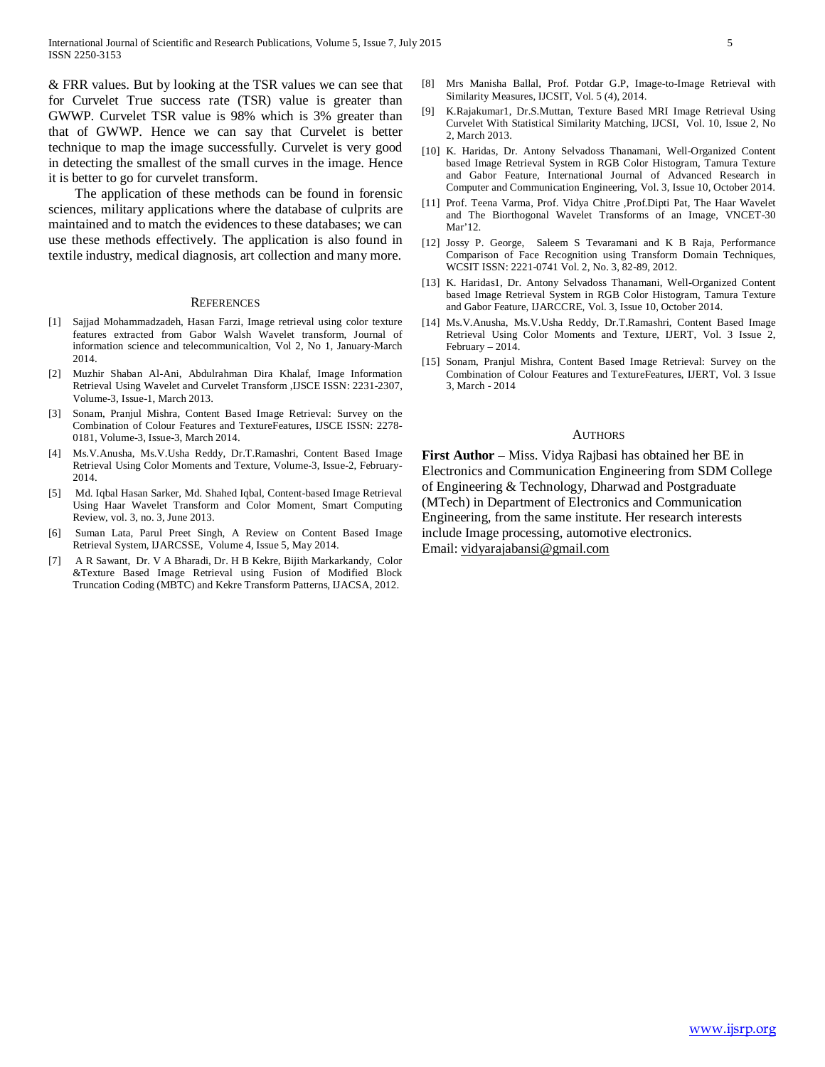& FRR values. But by looking at the TSR values we can see that for Curvelet True success rate (TSR) value is greater than GWWP. Curvelet TSR value is 98% which is 3% greater than that of GWWP. Hence we can say that Curvelet is better technique to map the image successfully. Curvelet is very good in detecting the smallest of the small curves in the image. Hence it is better to go for curvelet transform.

The application of these methods can be found in forensic sciences, military applications where the database of culprits are maintained and to match the evidences to these databases; we can use these methods effectively. The application is also found in textile industry, medical diagnosis, art collection and many more.

## References

[1] Sajjad Mohammadzadeh, Hasan Farzi, Image retrieval using color texture features extracted from Gabor Walsh Wavelet transform, Journal of information science and telecommunicaltion, Vol 2, No 1, January-March 2014.

[2] Muzhir Shaban Al-Ani, Abdulrahman Dira Khalaf, Image Information Retrieval Using Wavelet and Curvelet Transform ,IJSCE ISSN: 2231-2307, Volume-3, Issue-1, March 2013.

[3] Sonam, Pranjul Mishra, Content Based Image Retrieval: Survey on the Combination of Colour Features and TextureFeatures, IJSCE ISSN: 2278-0181, Volume-3, Issue-3, March 2014.

[4] Ms.V.Anusha, Ms.V.Usha Reddy, Dr.T.Ramashri, Content Based Image Retrieval Using Color Moments and Texture, Volume-3, Issue-2, February-2014.

[5] Md. Iqbal Hasan Sarker, Md. Shahed Iqbal, Content-based Image Retrieval Using Haar Wavelet Transform and Color Moment, Smart Computing Review, vol. 3, no. 3, June 2013.

[6] Suman Lata, Parul Preet Singh, A Review on Content Based Image Retrieval System, IJARCSSE, Volume 4, Issue 5, May 2014.

[7] A R Sawant, Dr. V A Bharadi, Dr. H B Kekre, Bijith Markarkandy, Color &Texture Based Image Retrieval using Fusion of Modified Block Truncation Coding (MBTC) and Kekre Transform Patterns, IJACSA, 2012.

[8] Mrs Manisha Ballal, Prof. Potdar G.P, Image-to-Image Retrieval with Similarity Measures, IJCSIT, Vol. 5 (4), 2014.

[9] K.Rajakumar1, Dr.S.Muttan, Texture Based MRI Image Retrieval Using Curvelet With Statistical Similarity Matching, IJCSI, Vol. 10, Issue 2, No 2, March 2013.

[10] K. Haridas, Dr. Antony Selvadoss Thanamani, Well-Organized Content based Image Retrieval System in RGB Color Histogram, Tamura Texture and Gabor Feature, International Journal of Advanced Research in Computer and Communication Engineering, Vol. 3, Issue 10, October 2014.

[11] Prof. Teena Varma, Prof. Vidya Chitre ,Prof.Dipti Pat, The Haar Wavelet and The Biorthogonal Wavelet Transforms of an Image, VNCET-30 Mar'12.

[12] Jossy P. George, Saleem S Tevaramani and K B Raja, Performance Comparison of Face Recognition using Transform Domain Techniques, WCSIT ISSN: 2221-0741 Vol. 2, No. 3, 82-89, 2012.

[13] K. Haridas1, Dr. Antony Selvadoss Thanamani, Well-Organized Content based Image Retrieval System in RGB Color Histogram, Tamura Texture and Gabor Feature, IJARCCRE, Vol. 3, Issue 10, October 2014.

[14] Ms.V.Anusha, Ms.V.Usha Reddy, Dr.T.Ramashri, Content Based Image Retrieval Using Color Moments and Texture, IJERT, Vol. 3 Issue 2, February – 2014.

[15] Sonam, Pranjul Mishra, Content Based Image Retrieval: Survey on the Combination of Colour Features and TextureFeatures, IJERT, Vol. 3 Issue 3, March - 2014

## Authors

**First Author** – Miss. Vidya Rajbasi has obtained her BE in Electronics and Communication Engineering from SDM College of Engineering & Technology, Dharwad and Postgraduate (MTech) in Department of Electronics and Communication Engineering, from the same institute. Her research interests include Image processing, automotive electronics.
Email: vidyarajabansi@gmail.com